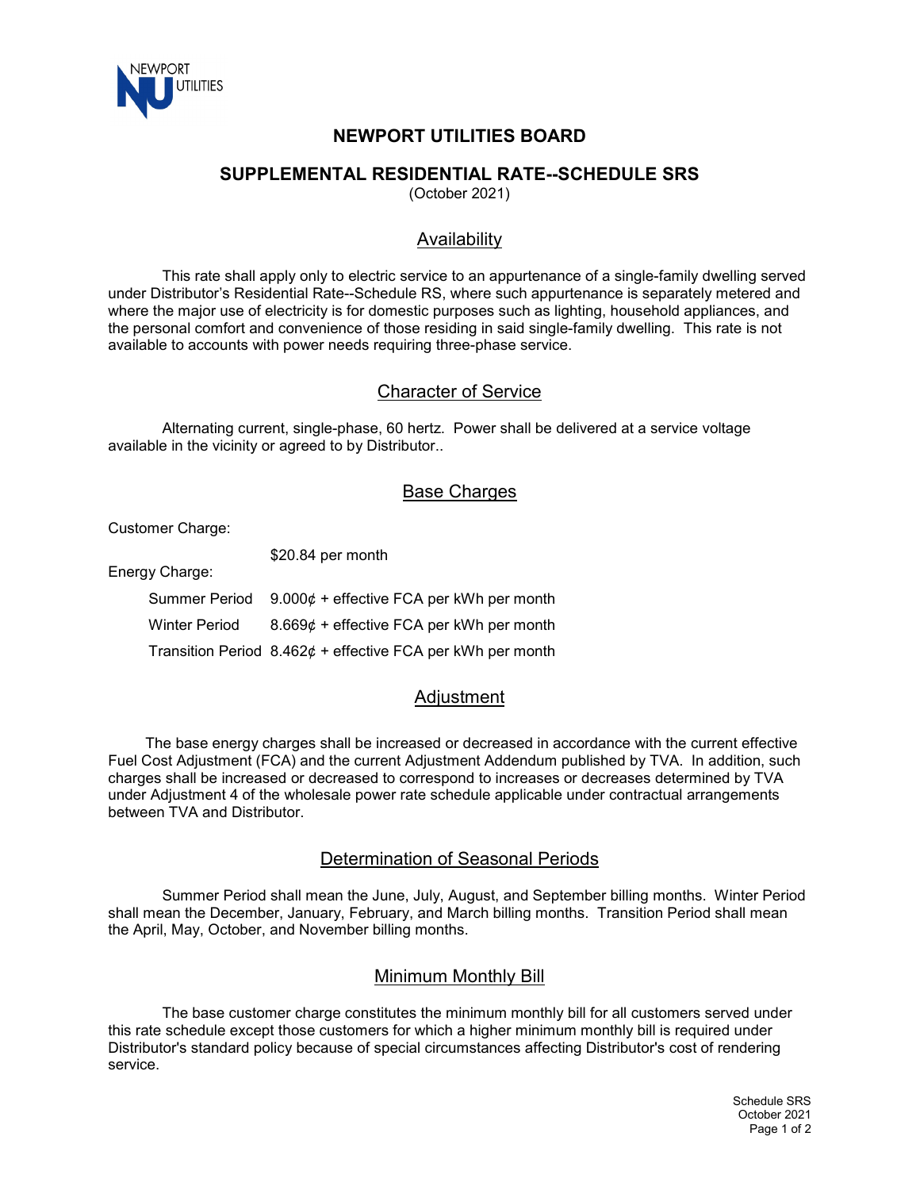# NEWPORT UTILITIES BOARD

## SUPPLEMENTAL RESIDENTIAL RATE--SCHEDULE SRS

(October 2021)

### Availability

This rate shall apply only to electric service to an appurtenance of a single-family dwelling served under Distributor's Residential Rate--Schedule RS, where such appurtenance is separately metered and where the major use of electricity is for domestic purposes such as lighting, household appliances, and the personal comfort and convenience of those residing in said single-family dwelling. This rate is not available to accounts with power needs requiring three-phase service.

### Character of Service

Alternating current, single-phase, 60 hertz. Power shall be delivered at a service voltage available in the vicinity or agreed to by Distributor..

### Base Charges

Customer Charge:

$20.84 per month

Energy Charge:

| | |
|---|---|
| Summer Period | 9.000¢ + effective FCA per kWh per month |
| Winter Period | 8.669¢ + effective FCA per kWh per month |
| Transition Period | 8.462¢ + effective FCA per kWh per month |

### Adjustment

The base energy charges shall be increased or decreased in accordance with the current effective Fuel Cost Adjustment (FCA) and the current Adjustment Addendum published by TVA. In addition, such charges shall be increased or decreased to correspond to increases or decreases determined by TVA under Adjustment 4 of the wholesale power rate schedule applicable under contractual arrangements between TVA and Distributor.

### Determination of Seasonal Periods

Summer Period shall mean the June, July, August, and September billing months. Winter Period shall mean the December, January, February, and March billing months. Transition Period shall mean the April, May, October, and November billing months.

### Minimum Monthly Bill

The base customer charge constitutes the minimum monthly bill for all customers served under this rate schedule except those customers for which a higher minimum monthly bill is required under Distributor's standard policy because of special circumstances affecting Distributor's cost of rendering service.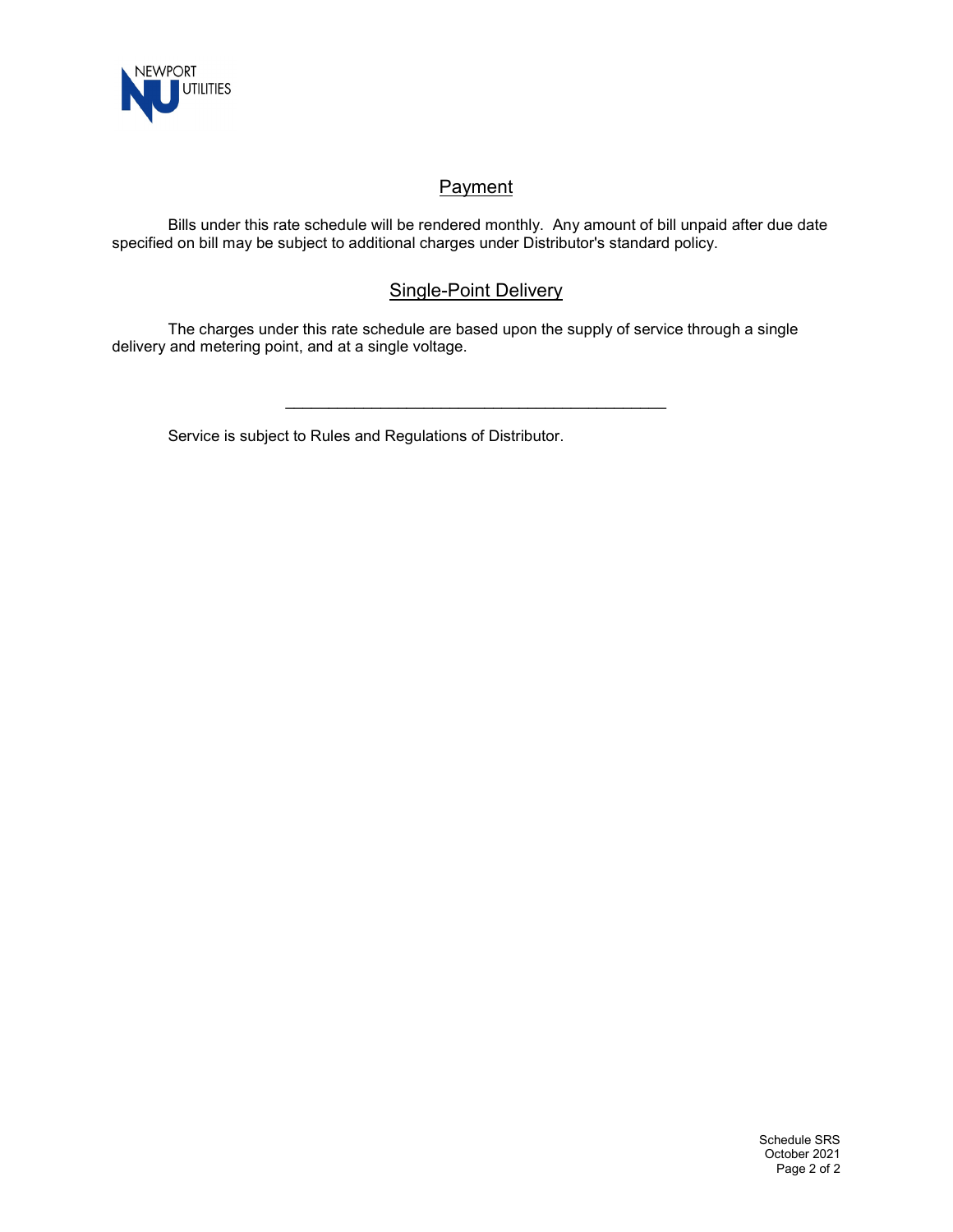## Payment

Bills under this rate schedule will be rendered monthly. Any amount of bill unpaid after due date specified on bill may be subject to additional charges under Distributor's standard policy.

## Single-Point Delivery

The charges under this rate schedule are based upon the supply of service through a single delivery and metering point, and at a single voltage.

---

Service is subject to Rules and Regulations of Distributor.